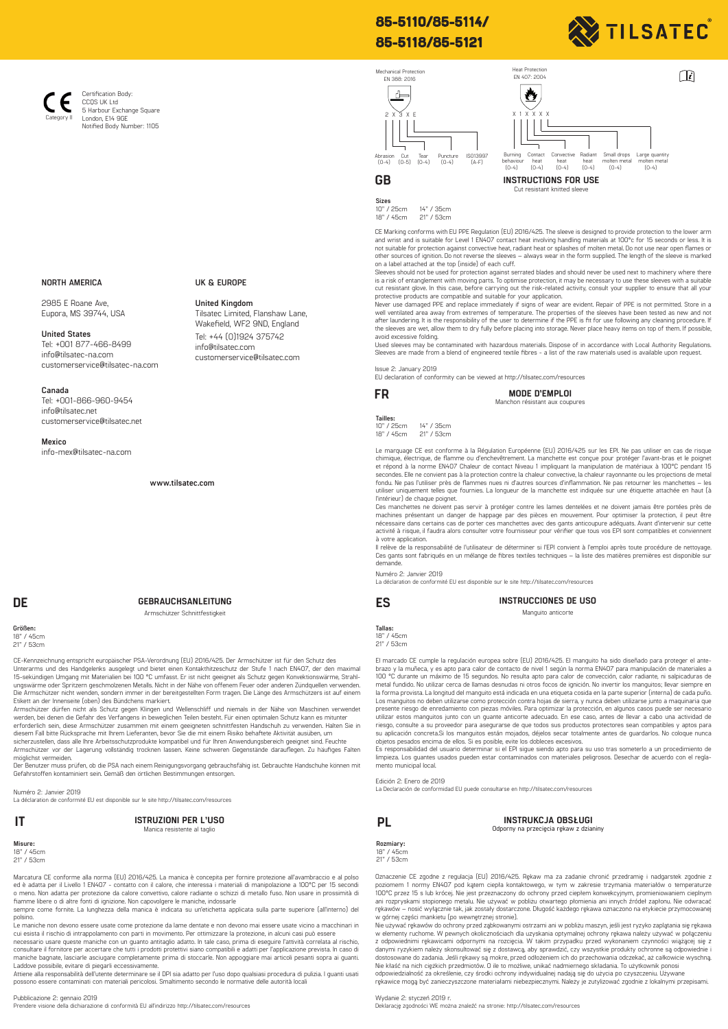# 85-5110/85-5114/ 85-5118/85-5121

TILSATEC®

CE Category II

Certification Body:
CCQS UK Ltd
5 Harbour Exchange Square
London, E14 9GE
Notified Body Number: 1105

Mechanical Protection
EN 388: 2016

2 X 3 X E

| Abrasion | Cut | Tear | Puncture | ISO13997 |
|---|---|---|---|---|
| (0-4) | (0-5) | (0-4) | (0-4) | (A-F) |

Heat Protection
EN 407: 2004

X 1 X X X X

| Burning behaviour | Contact heat | Convective heat | Radiant heat | Small drops molten metal | Large quantity molten metal |
|---|---|---|---|---|---|
| (0-4) | (0-4) | (0-4) | (0-4) | (0-4) | (0-4) |

## NORTH AMERICA

2985 E Roane Ave,
Eupora, MS 39744, USA

**United States**
Tel: +001 877-466-8499
info@tilsatec-na.com
customerservice@tilsatec-na.com

**Canada**
Tel: +001-866-960-9454
info@tilsatec.net
customerservice@tilsatec.net

**Mexico**
info-mex@tilsatec-na.com

## UK & EUROPE

**United Kingdom**
Tilsatec Limited, Flanshaw Lane,
Wakefield, WF2 9ND, England
Tel: +44 (0)1924 375742
info@tilsatec.com
customerservice@tilsatec.com

www.tilsatec.com

## GB

### INSTRUCTIONS FOR USE

Cut resistant knitted sleeve

**Sizes**
10" / 25cm 14" / 35cm
18" / 45cm 21" / 53cm

CE Marking conforms with EU PPE Regulation (EU) 2016/425. The sleeve is designed to provide protection to the lower arm and wrist and is suitable for Level 1 EN407 contact heat involving handling materials at 100°c for 15 seconds or less. It is not suitable for protection against convective heat, radiant heat or splashes of molten metal. Do not use near open flames or other sources of ignition. Do not reverse the sleeves – always wear in the form supplied. The length of the sleeve is marked on a label attached at the top (inside) of each cuff.

Sleeves should not be used for protection against serrated blades and should never be used next to machinery where there is a risk of entanglement with moving parts. To optimise protection, it may be necessary to use these sleeves with a suitable cut resistant glove. In this case, before carrying out the risk-related activity, consult your supplier to ensure that all your protective products are compatible and suitable for your application.

Never use damaged PPE and replace immediately if signs of wear are evident. Repair of PPE is not permitted. Store in a well ventilated area away from extremes of temperature. The properties of the sleeves have been tested as new and not after laundering. It is the responsibility of the user to determine if the PPE is fit for use following any cleaning procedure. If the sleeves are wet, allow them to dry fully before placing into storage. Never place heavy items on top of them. If possible, avoid excessive folding.

Used sleeves may be contaminated with hazardous materials. Dispose of in accordance with Local Authority Regulations. Sleeves are made from a blend of engineered textile fibres - a list of the raw materials used is available upon request.

Issue 2: January 2019
EU declaration of conformity can be viewed at http://tilsatec.com/resources

## FR

### MODE D'EMPLOI

Manchon résistant aux coupures

**Tailles:**
10" / 25cm 14" / 35cm
18" / 45cm 21" / 53cm

Le marquage CE est conforme à la Régulation Européenne (EU) 2016/425 sur les EPI. Ne pas utiliser en cas de risque chimique, électrique, de flamme ou d'enchevêtrement. La manchette est conçue pour protéger l'avant-bras et le poignet et répond à la norme EN407 Chaleur de contact Niveau 1 impliquant la manipulation de matériaux à 100°C pendant 15 secondes. Elle ne convient pas à la protection contre la chaleur convective, la chaleur rayonnante ou les projections de métal fondu. Ne pas l'utiliser près de flammes nues ni d'autres sources d'inflammation. Ne pas retourner les manchettes – les utiliser uniquement telles que fournies. La longueur de la manchette est indiquée sur une étiquette attachée en haut (à l'intérieur) de chaque poignet.

Ces manchettes ne doivent pas servir à protéger contre les lames dentelées et ne doivent jamais être portées près de machines présentant un danger de happage par des pièces en mouvement. Pour optimiser la protection, il peut être nécessaire dans certains cas de porter ces manchettes avec des gants anticoupure adéquats. Avant d'intervenir sur cette activité à risque, il faudra alors consulter votre fournisseur pour vérifier que tous vos EPI sont compatibles et conviennent à votre application.

Il relève de la responsabilité de l'utilisateur de déterminer si l'EPI convient à l'emploi après toute procédure de nettoyage. Ces gants sont fabriqués en un mélange de fibres textiles techniques – la liste des matières premières est disponible sur demande.

Numéro 2: Janvier 2019
La déclaration de conformité EU est disponible sur le site http://tilsatec.com/resources

## DE

### GEBRAUCHSANLEITUNG

Armschützer Schnittfestigkeit

**Größen:**
18" / 45cm
21" / 53cm

CE-Kennzeichnung entspricht europäischer PSA-Verordnung (EU) 2016/425. Der Armschützer ist für den Schutz des Unterarms und des Handgelenks ausgelegt und bietet einen Kontakthitzeschutz der Stufe 1 nach EN407, der den maximal 15-sekündigen Umgang mit Materialien bei 100 °C umfasst. Er ist nicht geeignet als Schutz gegen Konvektionswärme, Strahlungswärme oder Spritzern geschmolzenen Metalls. Nicht in der Nähe von offenem Feuer oder anderen Zündquellen verwenden. Die Armschützer nicht wenden, sondern immer in der bereitgestellten Form tragen. Die Länge des Armschützers ist auf einem Etikett an der Innenseite (oben) des Bündchens markiert.

Armschützer dürfen nicht als Schutz gegen Klingen und Wellenschliff und niemals in der Nähe von Maschinen verwendet werden, bei denen die Gefahr des Verfangens in beweglichen Teilen besteht. Für einen optimalen Schutz kann es mitunter erforderlich sein, diese Armschützer zusammen mit einem geeigneten schnittfesten Handschuh zu verwenden. Halten Sie in diesem Fall bitte Rücksprache mit Ihrem Lieferanten, bevor Sie die mit einem Risiko behaftete Aktivität ausüben, um sicherzustellen, dass alle Ihre Arbeitsschutzprodukte kompatibel und für Ihren Anwendungsbereich geeignet sind. Feuchte Armschützer vor der Lagerung vollständig trocknen lassen. Keine schweren Gegenstände darauflegen. Zu häufiges Falten möglichst vermeiden.

Der Benutzer muss prüfen, ob die PSA nach einem Reinigungsvorgang gebrauchsfähig ist. Gebrauchte Handschuhe können mit Gefahrstoffen kontaminiert sein. Gemäß den örtlichen Bestimmungen entsorgen.

Numéro 2: Janvier 2019
La déclaration de conformité EU est disponible sur le site http://tilsatec.com/resources

## ES

### INSTRUCCIONES DE USO

Manguito anticorte

**Tallas:**
18" / 45cm
21" / 53cm

El marcado CE cumple la regulación europea sobre (EU) 2016/425. El manguito ha sido diseñado para proteger el antebrazo y la muñeca, y es apto para calor de contacto de nivel 1 según la norma EN407 para manipulación de materiales a 100 °C durante un máximo de 15 segundos. No resulta apto para calor de convección, calor radiante, ni salpicaduras de metal fundido. No utilizar cerca de llamas desnudas ni otros focos de ignición. No invertir los manguitos; llevar siempre en la forma provista. La longitud del manguito está indicada en una etiqueta cosida en la parte superior (interna) de cada puño. Los manguitos no deben utilizarse como protección contra hojas de sierra, y nunca deben utilizarse junto a maquinaria que presente riesgo de enredamiento con piezas móviles. Para optimizar la protección, en algunos casos puede ser necesario utilizar estos manguitos junto con un guante anticorte adecuado. En ese caso, antes de llevar a cabo una actividad de riesgo, consulte a su proveedor para asegurarse de que todos sus productos protectores sean compatibles y aptos para su aplicación concreta.Si los manguitos están mojados, déjelos secar totalmente antes de guardarlos. No coloque nunca objetos pesados encima de ellos. Si es posible, evite los dobleces excesivos.

Es responsabilidad del usuario determinar si el EPI sigue siendo apto para su uso tras someterlo a un procedimiento de limpieza. Los guantes usados pueden estar contaminados con materiales peligrosos. Desechar de acuerdo con el reglamento municipal local.

Edición 2: Enero de 2019
La Declaración de conformidad EU puede consultarse en http://tilsatec.com/resources

## IT

### ISTRUZIONI PER L'USO

Manica resistente al taglio

**Misure:**
18" / 45cm
21" / 53cm

Marcatura CE conforme alla norma (EU) 2016/425. La manica è concepita per fornire protezione all'avambraccio e al polso ed è adatta per il Livello 1 EN407 - contatto con il calore, che interessa i materiali di manipolazione a 100°C per 15 secondi o meno. Non adatta per protezione da calore convettivo, calore radiante o schizzi di metallo fuso. Non usare in prossimità di fiamme libere o di altre fonti di ignizione. Non capovolgere le maniche, indossarle sempre come fornite. La lunghezza della manica è indicata su un'etichetta applicata sulla parte superiore (all'interno) del polsino.

Le maniche non devono essere usate come protezione da lame dentate e non devono mai essere usate vicino a macchinari in cui esista il rischio di intrappolamento con parti in movimento. Per ottimizzare la protezione, in alcuni casi può essere necessario usare queste maniche con un guanto antitaglio adatto. In tale caso, prima di eseguire l'attività correlata al rischio, consultare il fornitore per accertare che tutti i prodotti protettivi siano compatibili e adatti per l'applicazione prevista. In caso di maniche bagnate, lasciarle asciugare completamente prima di stoccarle. Non appoggiare mai articoli pesanti sopra ai guanti. Laddove possibile, evitare di piegarli eccessivamente.

Attiene alla responsabilità dell'utente determinare se il DPI sia adatto per l'uso dopo qualsiasi procedura di pulizia. I guanti usati possono essere contaminati con materiali pericolosi. Smaltimento secondo le normative delle autorità locali

Pubblicazione 2: gennaio 2019
Prendere visione della dichiarazione di conformità EU all'indirizzo http://tilsatec.com/resources

## PL

### INSTRUKCJA OBSŁUGI

Odporny na przecięcia rękaw z dzianiny

**Rozmiary:**
18" / 45cm
21" / 53cm

Oznaczenie CE zgodne z regulacją (EU) 2016/425. Rękaw ma za zadanie chronić przedramię i nadgarstek zgodnie z poziomem 1 normy EN407 pod kątem ciepła kontaktowego, w tym w zakresie trzymania materiałów o temperaturze 100°C przez 15 s lub krócej. Nie jest przeznaczony do ochrony przed ciepłem konwekcyjnym, promieniowaniem cieplnym ani rozpryskami stopionego metalu. Nie używać w pobliżu otwartego płomienia ani innych źródeł zapłonu. Nie odwracać rękawów – nosić wyłącznie tak, jak zostały dostarczone. Długość każdego rękawa oznaczono na etykiecie przymocowanej w górnej części mankietu (po wewnętrznej stronie).

Nie używać rękawów do ochrony przed ząbkowanymi ostrzami ani w pobliżu maszyn, jeśli jest ryzyko zaplątania się rękawa w elementy ruchome. W pewnych okolicznościach dla uzyskania optymalnej ochrony rękawa należy używać w połączeniu z odpowiednimi rękawicami odpornymi na rozcięcia. W takim przypadku przed wykonaniem czynności wiążącej się z danymi ryzykiem należy skonsultować się z dostawcą, aby sprawdzić, czy wszystkie produkty ochronne są odpowiednie i dostosowane do zadania. Jeśli rękawy są mokre, przed odłożeniem ich do przechowania odczekać, aż całkowicie wyschną. Nie kłaść na nich ciężkich przedmiotów. O ile to możliwe, unikać nadmiernego składania. To użytkownik ponosi odpowiedzialność za określenie, czy środki ochrony indywidualnej nadają się do użycia po czyszczeniu. Używane rękawice mogą być zanieczyszczone materiałami niebezpiecznymi. Należy je zutylizować zgodnie z lokalnymi przepisami.

Wydanie 2: styczeń 2019 r.
Deklarację zgodności WE można znaleźć na stronie: http://tilsatec.com/resources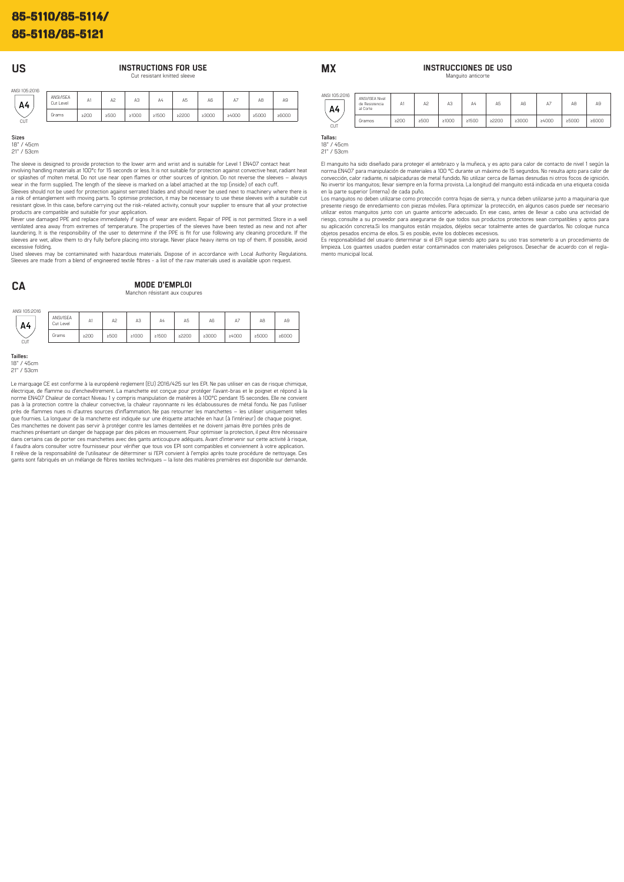# 85-5110/85-5114/ 85-5118/85-5121

## US

### INSTRUCTIONS FOR USE

Cut resistant knitted sleeve

ANSI 105:2016

A4

CUT

| ANSI/ISEA Cut Level | A1 | A2 | A3 | A4 | A5 | A6 | A7 | A8 | A9 |
|---|---|---|---|---|---|---|---|---|---|
| Grams | ≥200 | ≥500 | ≥1000 | ≥1500 | ≥2200 | ≥3000 | ≥4000 | ≥5000 | ≥6000 |

**Sizes**
18" / 45cm
21" / 53cm

The sleeve is designed to provide protection to the lower arm and wrist and is suitable for Level 1 EN407 contact heat involving handling materials at 100°c for 15 seconds or less. It is not suitable for protection against convective heat, radiant heat or splashes of molten metal. Do not use near open flames or other sources of ignition. Do not reverse the sleeves – always wear in the form supplied. The length of the sleeve is marked on a label attached at the top (inside) of each cuff.

Sleeves should not be used for protection against serrated blades and should never be used next to machinery where there is a risk of entanglement with moving parts. To optimise protection, it may be necessary to use these sleeves with a suitable cut resistant glove. In this case, before carrying out the risk-related activity, consult your supplier to ensure that all your protective products are compatible and suitable for your application.

Never use damaged PPE and replace immediately if signs of wear are evident. Repair of PPE is not permitted. Store in a well ventilated area away from extremes of temperature. The properties of the sleeves have been tested as new and not after laundering. It is the responsibility of the user to determine if the PPE is fit for use following any cleaning procedure. If the sleeves are wet, allow them to dry fully before placing into storage. Never place heavy items on top of them. If possible, avoid excessive folding.

Used sleeves may be contaminated with hazardous materials. Dispose of in accordance with Local Authority Regulations. Sleeves are made from a blend of engineered textile fibres - a list of the raw materials used is available upon request.

## CA

### MODE D'EMPLOI

Manchon résistant aux coupures

ANSI 105:2016

A4

CUT

| ANSI/ISEA Cut Level | A1 | A2 | A3 | A4 | A5 | A6 | A7 | A8 | A9 |
|---|---|---|---|---|---|---|---|---|---|
| Grams | ≥200 | ≥500 | ≥1000 | ≥1500 | ≥2200 | ≥3000 | ≥4000 | ≥5000 | ≥6000 |

**Tailles:**
18" / 45cm
21" / 53cm

Le marquage CE est conforme à la européenè reglement (EU) 2016/425 sur les EPI. Ne pas utiliser en cas de risque chimique, électrique, de flamme ou d'enchevêtrement. La manchette est conçue pour protéger l'avant-bras et le poignet et répond à la norme EN407 Chaleur de contact Niveau 1 y compris manipulation de matières à 100°C pendant 15 secondes. Elle ne convient pas à la protection contre la chaleur convective, la chaleur rayonnante ni les éclaboussures de métal fondu. Ne pas l'utiliser près de flammes nues ni d'autres sources d'inflammation. Ne pas retourner les manchettes – les utiliser uniquement telles que fournies. La longueur de la manchette est indiquée sur une étiquette attachée en haut (à l'intérieur) de chaque poignet.

Ces manchettes ne doivent pas servir à protéger contre les lames dentelées et ne doivent jamais être portées près de machines présentant un danger de happage par des pièces en mouvement. Pour optimiser la protection, il peut être nécessaire dans certains cas de porter ces manchettes avec des gants anticoupure adéquats. Avant d'intervenir sur cette activité à risque, il faudra alors consulter votre fournisseur pour vérifier que tous vos EPI sont compatibles et conviennent à votre application.

Il relève de la responsabilité de l'utilisateur de déterminer si l'EPI convient à l'emploi après toute procédure de nettoyage. Ces gants sont fabriqués en un mélange de fibres textiles techniques – la liste des matières premières est disponible sur demande.

## MX

### INSTRUCCIONES DE USO

Manguito anticorte

ANSI 105:2016

A4

CUT

| ANSI/ISEA Nivel de Resistencia al Corte | A1 | A2 | A3 | A4 | A5 | A6 | A7 | A8 | A9 |
|---|---|---|---|---|---|---|---|---|---|
| Gramos | ≥200 | ≥500 | ≥1000 | ≥1500 | ≥2200 | ≥3000 | ≥4000 | ≥5000 | ≥6000 |

**Tallas:**
18" / 45cm
21" / 53cm

El manguito ha sido diseñado para proteger el antebrazo y la muñeca, y es apto para calor de contacto de nivel 1 según la norma EN407 para manipulación de materiales a 100 °C durante un máximo de 15 segundos. No resulta apto para calor de convección, calor radiante, ni salpicaduras de metal fundido. No utilizar cerca de llamas desnudas ni otros focos de ignición. No invertir los manguitos; llevar siempre en la forma provista. La longitud del manguito está indicada en una etiqueta cosida en la parte superior (interna) de cada puño.

Los manguitos no deben utilizarse como protección contra hojas de sierra, y nunca deben utilizarse junto a maquinaria que presente riesgo de enredamiento con piezas móviles. Para optimizar la protección, en algunos casos puede ser necesario utilizar estos manguitos junto con un guante anticorte adecuado. En ese caso, antes de llevar a cabo una actividad de riesgo, consulte a su proveedor para asegurarse de que todos sus productos protectores sean compatibles y aptos para su aplicación concreta.Si los manguitos están mojados, déjelos secar totalmente antes de guardarlos. No coloque nunca objetos pesados encima de ellos. Si es posible, evite los dobleces excesivos.

Es responsabilidad del usuario determinar si el EPI sigue siendo apto para su uso tras someterlo a un procedimiento de limpieza. Los guantes usados pueden estar contaminados con materiales peligrosos. Desechar de acuerdo con el reglamento municipal local.